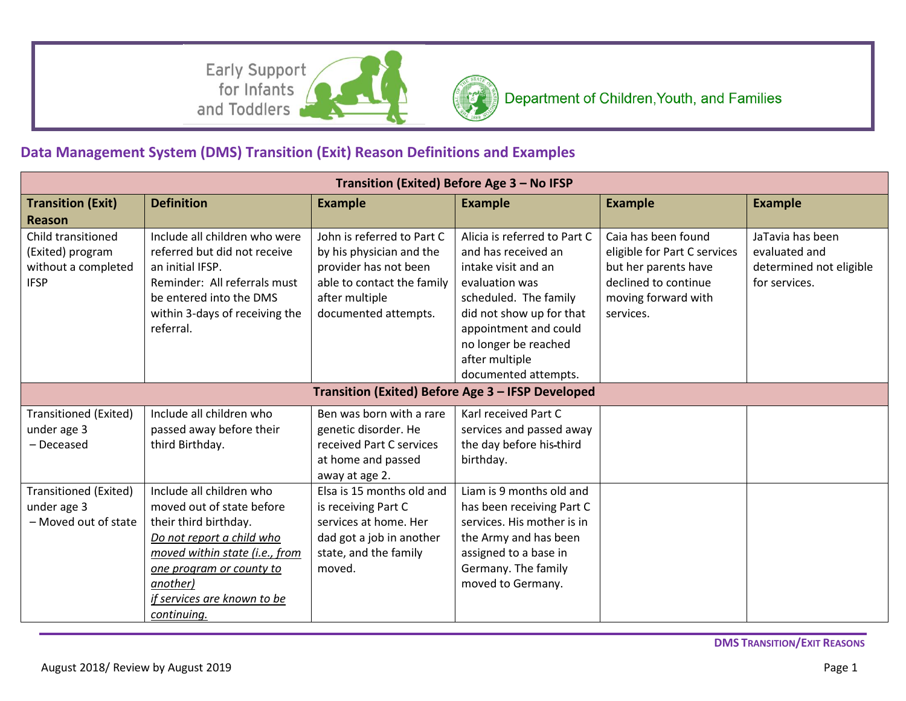Early Support for Infants and Toddlers

Department of Children, Youth, and Families

## Data Management System (DMS) Transition (Exit) Reason Definitions and Examples

| Transition (Exited) Before Age 3 – No IFSP | | | | | |
|---|---|---|---|---|---|
| **Transition (Exit) Reason** | **Definition** | **Example** | **Example** | **Example** | **Example** |
| Child transitioned (Exited) program without a completed IFSP | Include all children who were referred but did not receive an initial IFSP. Reminder: All referrals must be entered into the DMS within 3-days of receiving the referral. | John is referred to Part C by his physician and the provider has not been able to contact the family after multiple documented attempts. | Alicia is referred to Part C and has received an intake visit and an evaluation was scheduled. The family did not show up for that appointment and could no longer be reached after multiple documented attempts. | Caia has been found eligible for Part C services but her parents have declined to continue moving forward with services. | JaTavia has been evaluated and determined not eligible for services. |
| **Transition (Exited) Before Age 3 – IFSP Developed** | | | | | |
| Transitioned (Exited) under age 3 – Deceased | Include all children who passed away before their third Birthday. | Ben was born with a rare genetic disorder. He received Part C services at home and passed away at age 2. | Karl received Part C services and passed away the day before his third birthday. | | |
| Transitioned (Exited) under age 3 – Moved out of state | Include all children who moved out of state before their third birthday. <u>*Do not report a child who moved within state (i.e., from one program or county to another) if services are known to be continuing.*</u> | Elsa is 15 months old and is receiving Part C services at home. Her dad got a job in another state, and the family moved. | Liam is 9 months old and has been receiving Part C services. His mother is in the Army and has been assigned to a base in Germany. The family moved to Germany. | | |

August 2018/ Review by August 2019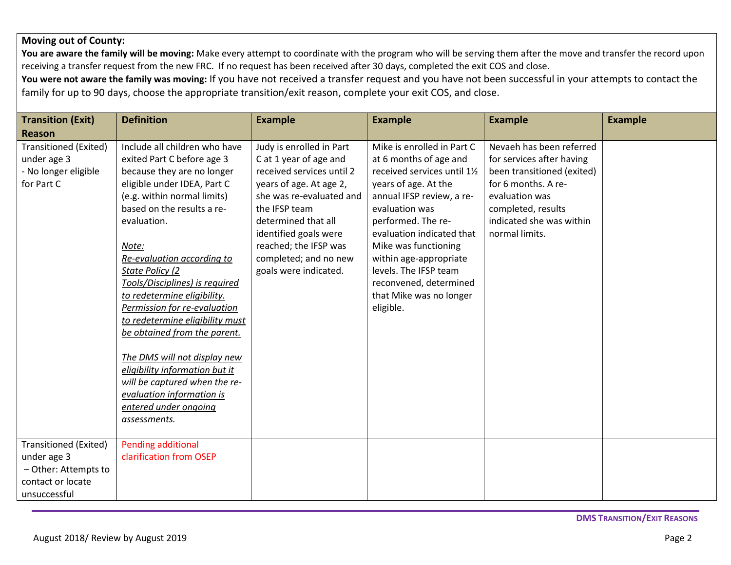**Moving out of County:**

**You are aware the family will be moving:** Make every attempt to coordinate with the program who will be serving them after the move and transfer the record upon receiving a transfer request from the new FRC. If no request has been received after 30 days, completed the exit COS and close.

**You were not aware the family was moving:** If you have not received a transfer request and you have not been successful in your attempts to contact the family for up to 90 days, choose the appropriate transition/exit reason, complete your exit COS, and close.

| Transition (Exit) Reason | Definition | Example | Example | Example | Example |
|---|---|---|---|---|---|
| Transitioned (Exited) under age 3 - No longer eligible for Part C | Include all children who have exited Part C before age 3 because they are no longer eligible under IDEA, Part C (e.g. within normal limits) based on the results a re-evaluation.<br><br>*Note:*<br>*Re-evaluation according to State Policy (2 Tools/Disciplines) is required to redetermine eligibility. Permission for re-evaluation to redetermine eligibility must be obtained from the parent.*<br><br>*The DMS will not display new eligibility information but it will be captured when the re-evaluation information is entered under ongoing assessments.* | Judy is enrolled in Part C at 1 year of age and received services until 2 years of age. At age 2, she was re-evaluated and the IFSP team determined that all identified goals were reached; the IFSP was completed; and no new goals were indicated. | Mike is enrolled in Part C at 6 months of age and received services until 1½ years of age. At the annual IFSP review, a re-evaluation was performed. The re-evaluation indicated that Mike was functioning within age-appropriate levels. The IFSP team reconvened, determined that Mike was no longer eligible. | Nevaeh has been referred for services after having been transitioned (exited) for 6 months. A re-evaluation was completed, results indicated she was within normal limits. | |
| Transitioned (Exited) under age 3 – Other: Attempts to contact or locate unsuccessful | Pending additional clarification from OSEP | | | | |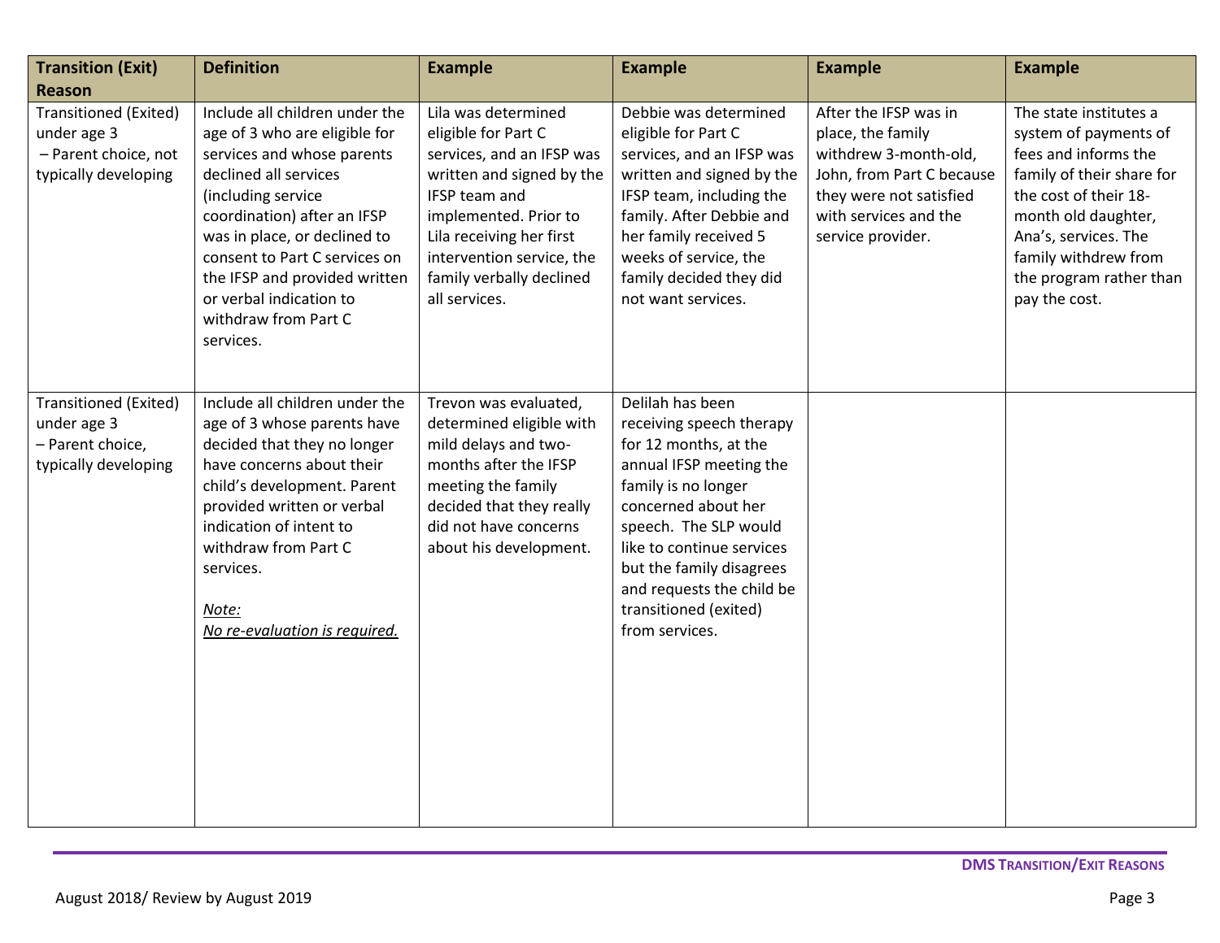| Transition (Exit) Reason | Definition | Example | Example | Example | Example |
|---|---|---|---|---|---|
| Transitioned (Exited) under age 3 – Parent choice, not typically developing | Include all children under the age of 3 who are eligible for services and whose parents declined all services (including service coordination) after an IFSP was in place, or declined to consent to Part C services on the IFSP and provided written or verbal indication to withdraw from Part C services. | Lila was determined eligible for Part C services, and an IFSP was written and signed by the IFSP team and implemented. Prior to Lila receiving her first intervention service, the family verbally declined all services. | Debbie was determined eligible for Part C services, and an IFSP was written and signed by the IFSP team, including the family. After Debbie and her family received 5 weeks of service, the family decided they did not want services. | After the IFSP was in place, the family withdrew 3-month-old, John, from Part C because they were not satisfied with services and the service provider. | The state institutes a system of payments of fees and informs the family of their share for the cost of their 18-month old daughter, Ana's, services. The family withdrew from the program rather than pay the cost. |
| Transitioned (Exited) under age 3 – Parent choice, typically developing | Include all children under the age of 3 whose parents have decided that they no longer have concerns about their child's development. Parent provided written or verbal indication of intent to withdraw from Part C services.<br><br>*Note:*<br>*No re-evaluation is required.* | Trevon was evaluated, determined eligible with mild delays and two-months after the IFSP meeting the family decided that they really did not have concerns about his development. | Delilah has been receiving speech therapy for 12 months, at the annual IFSP meeting the family is no longer concerned about her speech. The SLP would like to continue services but the family disagrees and requests the child be transitioned (exited) from services. | | |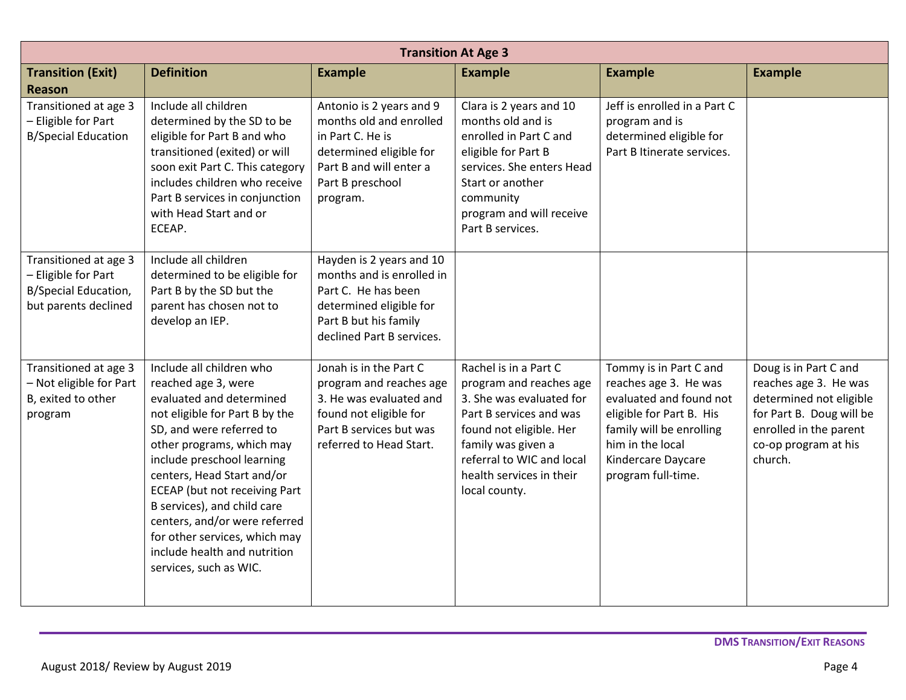| Transition At Age 3 | | | | | |
|---|---|---|---|---|---|
| **Transition (Exit) Reason** | **Definition** | **Example** | **Example** | **Example** | **Example** |
| Transitioned at age 3 – Eligible for Part B/Special Education | Include all children determined by the SD to be eligible for Part B and who transitioned (exited) or will soon exit Part C. This category includes children who receive Part B services in conjunction with Head Start and or ECEAP. | Antonio is 2 years and 9 months old and enrolled in Part C. He is determined eligible for Part B and will enter a Part B preschool program. | Clara is 2 years and 10 months old and is enrolled in Part C and eligible for Part B services. She enters Head Start or another community program and will receive Part B services. | Jeff is enrolled in a Part C program and is determined eligible for Part B Itinerate services. | |
| Transitioned at age 3 – Eligible for Part B/Special Education, but parents declined | Include all children determined to be eligible for Part B by the SD but the parent has chosen not to develop an IEP. | Hayden is 2 years and 10 months and is enrolled in Part C. He has been determined eligible for Part B but his family declined Part B services. | | | |
| Transitioned at age 3 – Not eligible for Part B, exited to other program | Include all children who reached age 3, were evaluated and determined not eligible for Part B by the SD, and were referred to other programs, which may include preschool learning centers, Head Start and/or ECEAP (but not receiving Part B services), and child care centers, and/or were referred for other services, which may include health and nutrition services, such as WIC. | Jonah is in the Part C program and reaches age 3. He was evaluated and found not eligible for Part B services but was referred to Head Start. | Rachel is in a Part C program and reaches age 3. She was evaluated for Part B services and was found not eligible. Her family was given a referral to WIC and local health services in their local county. | Tommy is in Part C and reaches age 3. He was evaluated and found not eligible for Part B. His family will be enrolling him in the local Kindercare Daycare program full-time. | Doug is in Part C and reaches age 3. He was determined not eligible for Part B. Doug will be enrolled in the parent co-op program at his church. |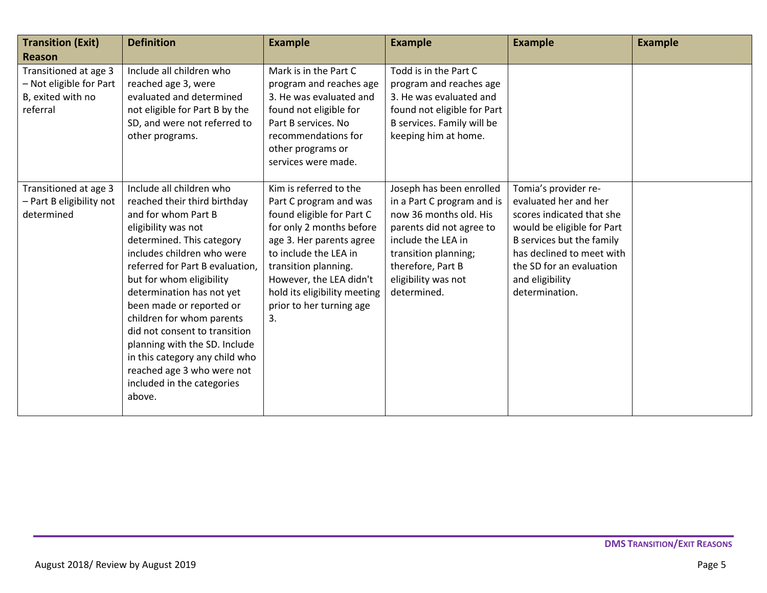| Transition (Exit) Reason | Definition | Example | Example | Example | Example |
|---|---|---|---|---|---|
| Transitioned at age 3 – Not eligible for Part B, exited with no referral | Include all children who reached age 3, were evaluated and determined not eligible for Part B by the SD, and were not referred to other programs. | Mark is in the Part C program and reaches age 3. He was evaluated and found not eligible for Part B services. No recommendations for other programs or services were made. | Todd is in the Part C program and reaches age 3. He was evaluated and found not eligible for Part B services. Family will be keeping him at home. | | |
| Transitioned at age 3 – Part B eligibility not determined | Include all children who reached their third birthday and for whom Part B eligibility was not determined. This category includes children who were referred for Part B evaluation, but for whom eligibility determination has not yet been made or reported or children for whom parents did not consent to transition planning with the SD. Include in this category any child who reached age 3 who were not included in the categories above. | Kim is referred to the Part C program and was found eligible for Part C for only 2 months before age 3. Her parents agree to include the LEA in transition planning. However, the LEA didn't hold its eligibility meeting prior to her turning age 3. | Joseph has been enrolled in a Part C program and is now 36 months old. His parents did not agree to include the LEA in transition planning; therefore, Part B eligibility was not determined. | Tomia's provider re-evaluated her and her scores indicated that she would be eligible for Part B services but the family has declined to meet with the SD for an evaluation and eligibility determination. | |